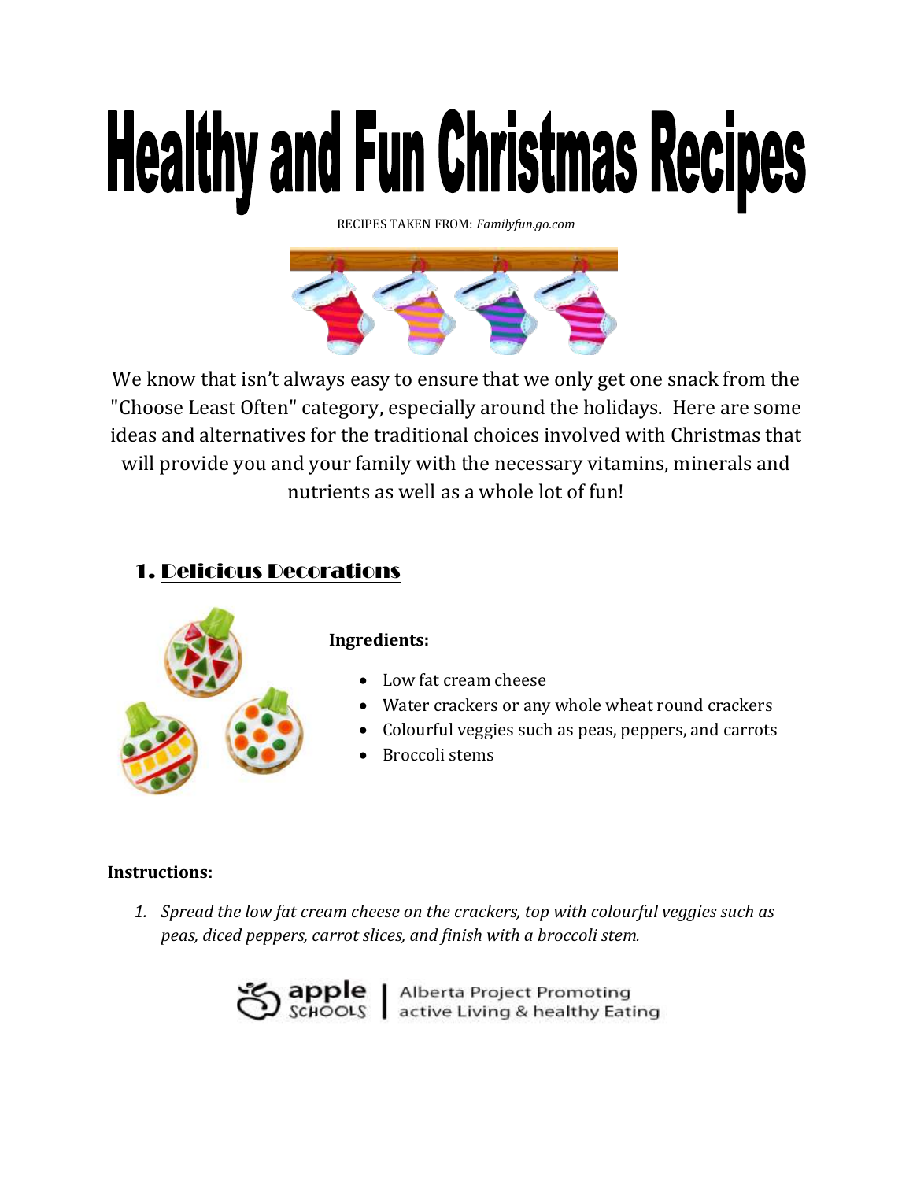# Healthy and Fun Christmas Recipes

RECIPES TAKEN FROM: *Familyfun.go.com*

We know that isn't always easy to ensure that we only get one snack from the "Choose Least Often" category, especially around the holidays. Here are some ideas and alternatives for the traditional choices involved with Christmas that will provide you and your family with the necessary vitamins, minerals and nutrients as well as a whole lot of fun!

## 1. Delicious Decorations

**Ingredients:**

- Low fat cream cheese
- Water crackers or any whole wheat round crackers
- Colourful veggies such as peas, peppers, and carrots
- Broccoli stems

**Instructions:**

1. *Spread the low fat cream cheese on the crackers, top with colourful veggies such as peas, diced peppers, carrot slices, and finish with a broccoli stem.*

apple SCHOOLS | Alberta Project Promoting active Living & healthy Eating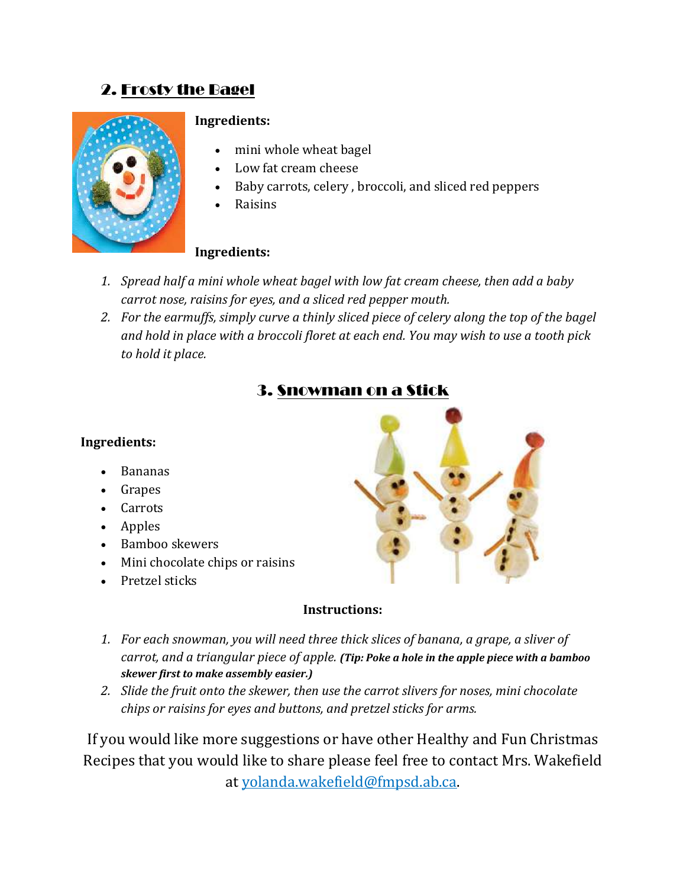## 2. Frosty the Bagel

**Ingredients:**

- mini whole wheat bagel
- Low fat cream cheese
- Baby carrots, celery , broccoli, and sliced red peppers
- Raisins

**Ingredients:**

1. *Spread half a mini whole wheat bagel with low fat cream cheese, then add a baby carrot nose, raisins for eyes, and a sliced red pepper mouth.*
2. *For the earmuffs, simply curve a thinly sliced piece of celery along the top of the bagel and hold in place with a broccoli floret at each end. You may wish to use a tooth pick to hold it place.*

## 3. Snowman on a Stick

**Ingredients:**

- Bananas
- Grapes
- Carrots
- Apples
- Bamboo skewers
- Mini chocolate chips or raisins
- Pretzel sticks

**Instructions:**

1. *For each snowman, you will need three thick slices of banana, a grape, a sliver of carrot, and a triangular piece of apple.* ***(Tip: Poke a hole in the apple piece with a bamboo skewer first to make assembly easier.)***
2. *Slide the fruit onto the skewer, then use the carrot slivers for noses, mini chocolate chips or raisins for eyes and buttons, and pretzel sticks for arms.*

If you would like more suggestions or have other Healthy and Fun Christmas Recipes that you would like to share please feel free to contact Mrs. Wakefield at yolanda.wakefield@fmpsd.ab.ca.